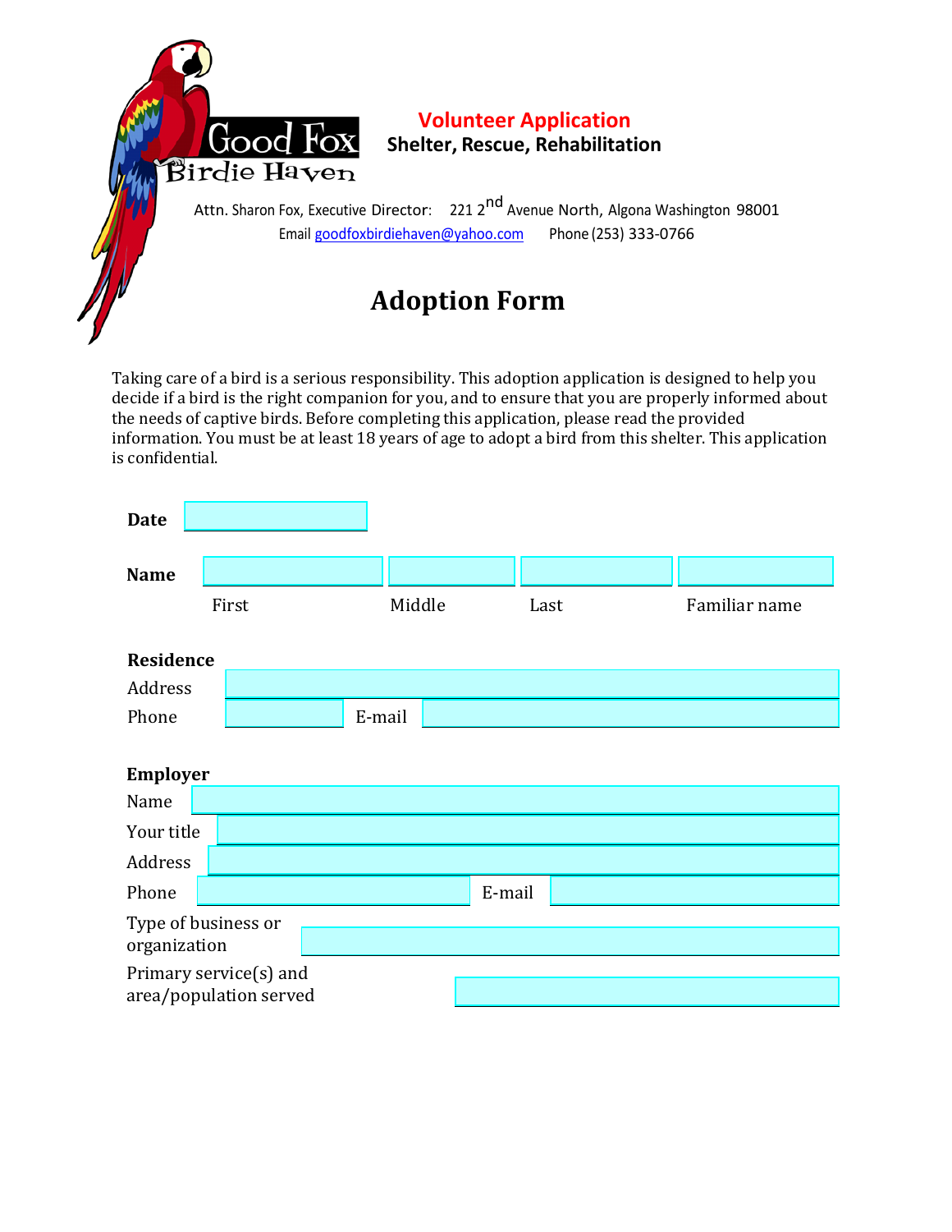Good Fox
Birdie Haven

**Volunteer Application**
**Shelter, Rescue, Rehabilitation**

Attn. Sharon Fox, Executive Director: 221 2nd Avenue North, Algona Washington 98001
Email goodfoxbirdiehaven@yahoo.com Phone (253) 333-0766

# Adoption Form

Taking care of a bird is a serious responsibility. This adoption application is designed to help you decide if a bird is the right companion for you, and to ensure that you are properly informed about the needs of captive birds. Before completing this application, please read the provided information. You must be at least 18 years of age to adopt a bird from this shelter. This application is confidential.

**Date** ____________

**Name** ____________ ____________ ____________ ____________
First Middle Last Familiar name

**Residence**
Address ____________
Phone ____________ E-mail ____________

**Employer**
Name ____________
Your title ____________
Address ____________
Phone ____________ E-mail ____________
Type of business or organization ____________
Primary service(s) and area/population served ____________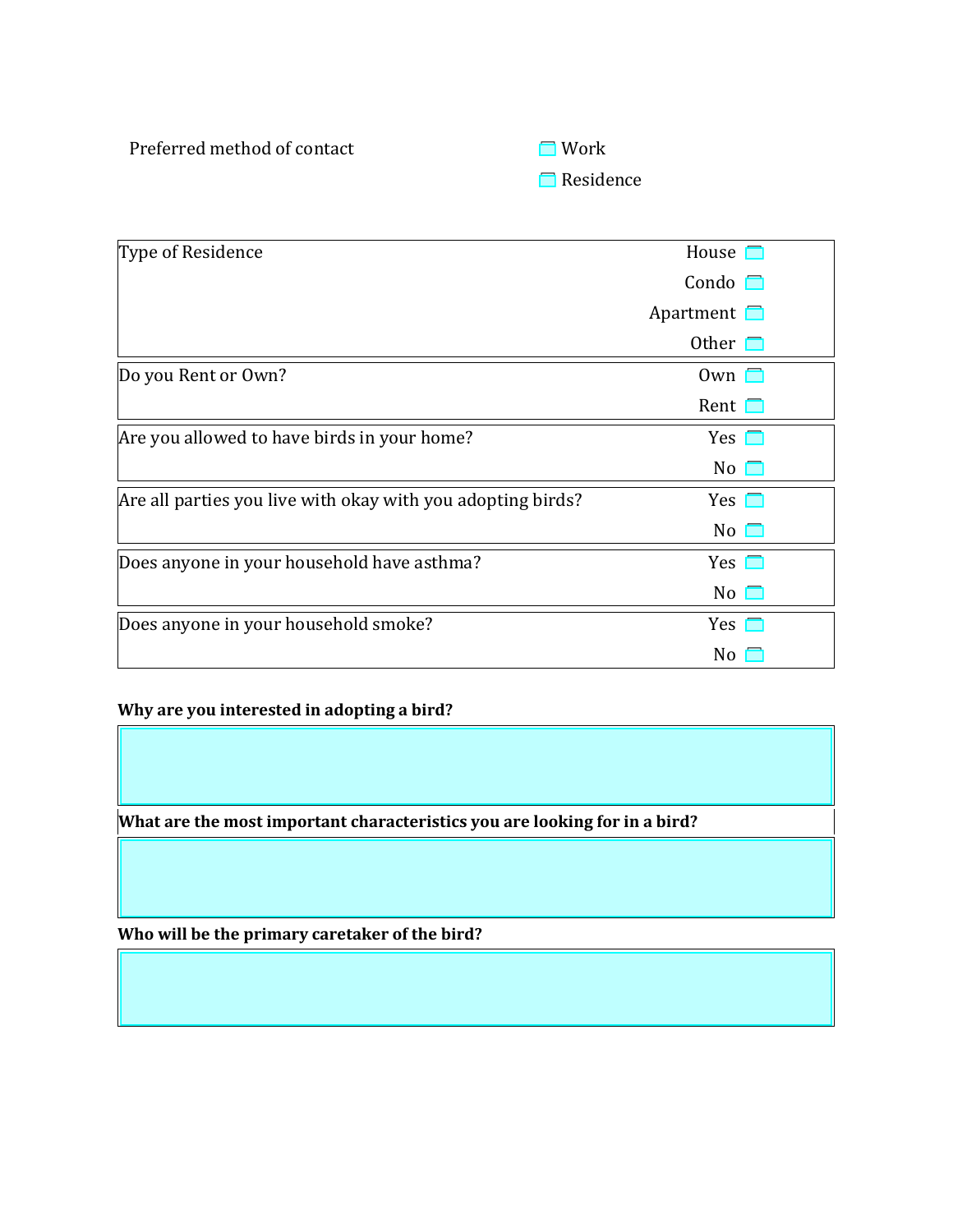Preferred method of contact

- ☐ Work
- ☐ Residence

| Question | Options |
| --- | --- |
| Type of Residence | House ☐<br>Condo ☐<br>Apartment ☐<br>Other ☐ |
| Do you Rent or Own? | Own ☐<br>Rent ☐ |
| Are you allowed to have birds in your home? | Yes ☐<br>No ☐ |
| Are all parties you live with okay with you adopting birds? | Yes ☐<br>No ☐ |
| Does anyone in your household have asthma? | Yes ☐<br>No ☐ |
| Does anyone in your household smoke? | Yes ☐<br>No ☐ |

**Why are you interested in adopting a bird?**

**What are the most important characteristics you are looking for in a bird?**

**Who will be the primary caretaker of the bird?**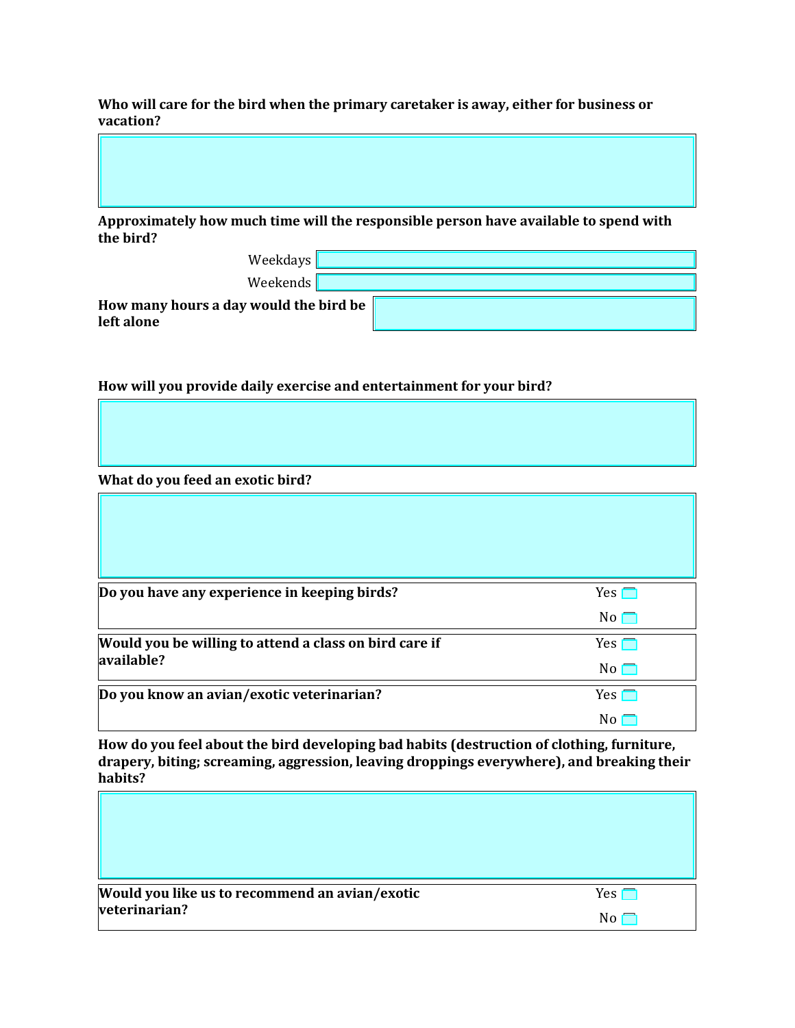**Who will care for the bird when the primary caretaker is away, either for business or vacation?**

**Approximately how much time will the responsible person have available to spend with the bird?**

Weekdays

Weekends

**How many hours a day would the bird be left alone**

**How will you provide daily exercise and entertainment for your bird?**

**What do you feed an exotic bird?**

| | |
|---|---|
| **Do you have any experience in keeping birds?** | Yes ☐ No ☐ |
| **Would you be willing to attend a class on bird care if available?** | Yes ☐ No ☐ |
| **Do you know an avian/exotic veterinarian?** | Yes ☐ No ☐ |

**How do you feel about the bird developing bad habits (destruction of clothing, furniture, drapery, biting; screaming, aggression, leaving droppings everywhere), and breaking their habits?**

| | |
|---|---|
| **Would you like us to recommend an avian/exotic veterinarian?** | Yes ☐ No ☐ |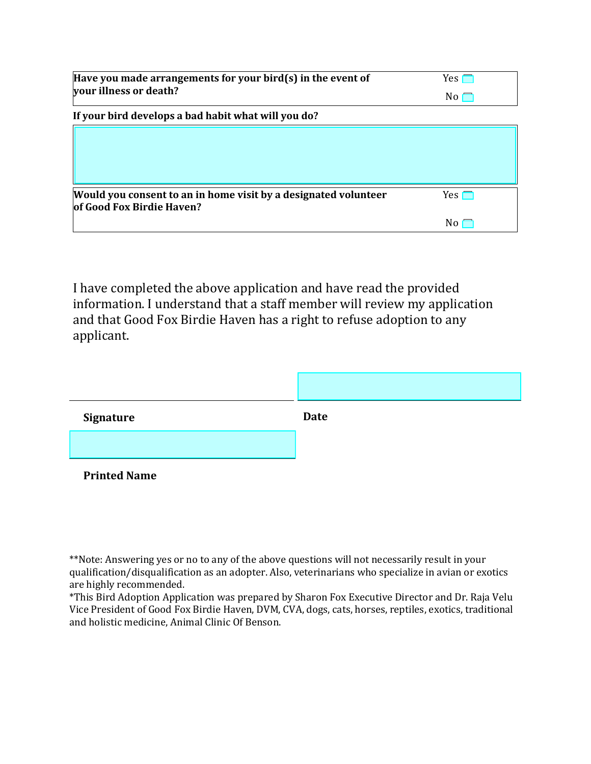| | |
|---|---|
| **Have you made arrangements for your bird(s) in the event of your illness or death?** | Yes ☐ No ☐ |

**If your bird develops a bad habit what will you do?**

| | |
|---|---|
| **Would you consent to an in home visit by a designated volunteer of Good Fox Birdie Haven?** | Yes ☐ No ☐ |

I have completed the above application and have read the provided information. I understand that a staff member will review my application and that Good Fox Birdie Haven has a right to refuse adoption to any applicant.

**Signature**

**Date**

**Printed Name**

**Note: Answering yes or no to any of the above questions will not necessarily result in your qualification/disqualification as an adopter. Also, veterinarians who specialize in avian or exotics are highly recommended.

*This Bird Adoption Application was prepared by Sharon Fox Executive Director and Dr. Raja Velu Vice President of Good Fox Birdie Haven, DVM, CVA, dogs, cats, horses, reptiles, exotics, traditional and holistic medicine, Animal Clinic Of Benson.